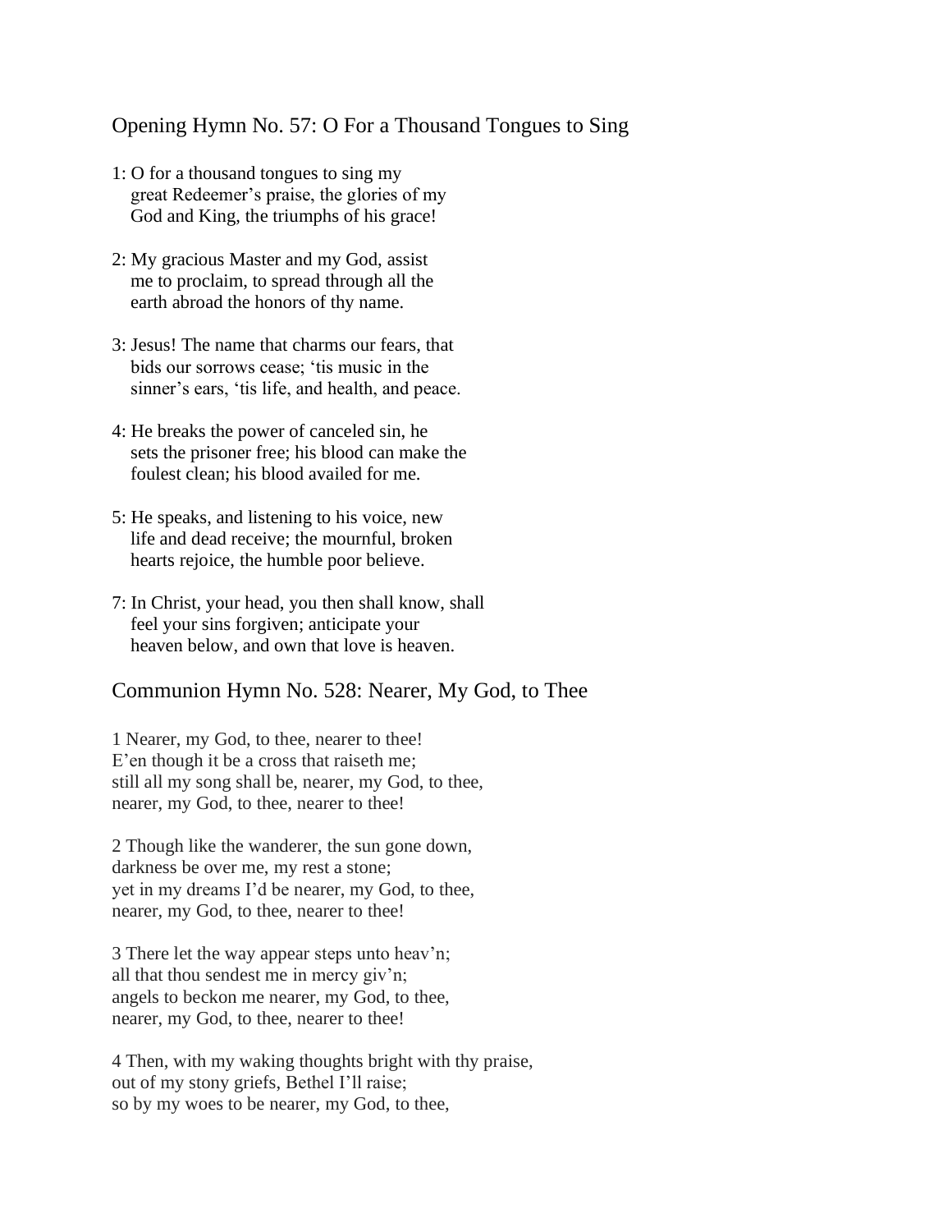## Opening Hymn No. 57: O For a Thousand Tongues to Sing

1: O for a thousand tongues to sing my
great Redeemer's praise, the glories of my
God and King, the triumphs of his grace!

2: My gracious Master and my God, assist
me to proclaim, to spread through all the
earth abroad the honors of thy name.

3: Jesus! The name that charms our fears, that
bids our sorrows cease; 'tis music in the
sinner's ears, 'tis life, and health, and peace.

4: He breaks the power of canceled sin, he
sets the prisoner free; his blood can make the
foulest clean; his blood availed for me.

5: He speaks, and listening to his voice, new
life and dead receive; the mournful, broken
hearts rejoice, the humble poor believe.

7: In Christ, your head, you then shall know, shall
feel your sins forgiven; anticipate your
heaven below, and own that love is heaven.

## Communion Hymn No. 528: Nearer, My God, to Thee

1 Nearer, my God, to thee, nearer to thee!
E'en though it be a cross that raiseth me;
still all my song shall be, nearer, my God, to thee,
nearer, my God, to thee, nearer to thee!

2 Though like the wanderer, the sun gone down,
darkness be over me, my rest a stone;
yet in my dreams I'd be nearer, my God, to thee,
nearer, my God, to thee, nearer to thee!

3 There let the way appear steps unto heav'n;
all that thou sendest me in mercy giv'n;
angels to beckon me nearer, my God, to thee,
nearer, my God, to thee, nearer to thee!

4 Then, with my waking thoughts bright with thy praise,
out of my stony griefs, Bethel I'll raise;
so by my woes to be nearer, my God, to thee,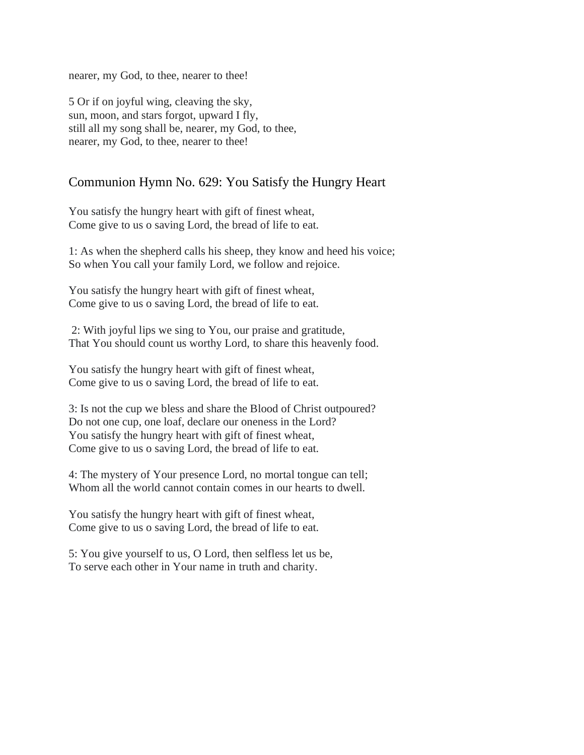nearer, my God, to thee, nearer to thee!

5 Or if on joyful wing, cleaving the sky,
sun, moon, and stars forgot, upward I fly,
still all my song shall be, nearer, my God, to thee,
nearer, my God, to thee, nearer to thee!

## Communion Hymn No. 629: You Satisfy the Hungry Heart

You satisfy the hungry heart with gift of finest wheat,
Come give to us o saving Lord, the bread of life to eat.

1: As when the shepherd calls his sheep, they know and heed his voice;
So when You call your family Lord, we follow and rejoice.

You satisfy the hungry heart with gift of finest wheat,
Come give to us o saving Lord, the bread of life to eat.

2: With joyful lips we sing to You, our praise and gratitude,
That You should count us worthy Lord, to share this heavenly food.

You satisfy the hungry heart with gift of finest wheat,
Come give to us o saving Lord, the bread of life to eat.

3: Is not the cup we bless and share the Blood of Christ outpoured?
Do not one cup, one loaf, declare our oneness in the Lord?
You satisfy the hungry heart with gift of finest wheat,
Come give to us o saving Lord, the bread of life to eat.

4: The mystery of Your presence Lord, no mortal tongue can tell;
Whom all the world cannot contain comes in our hearts to dwell.

You satisfy the hungry heart with gift of finest wheat,
Come give to us o saving Lord, the bread of life to eat.

5: You give yourself to us, O Lord, then selfless let us be,
To serve each other in Your name in truth and charity.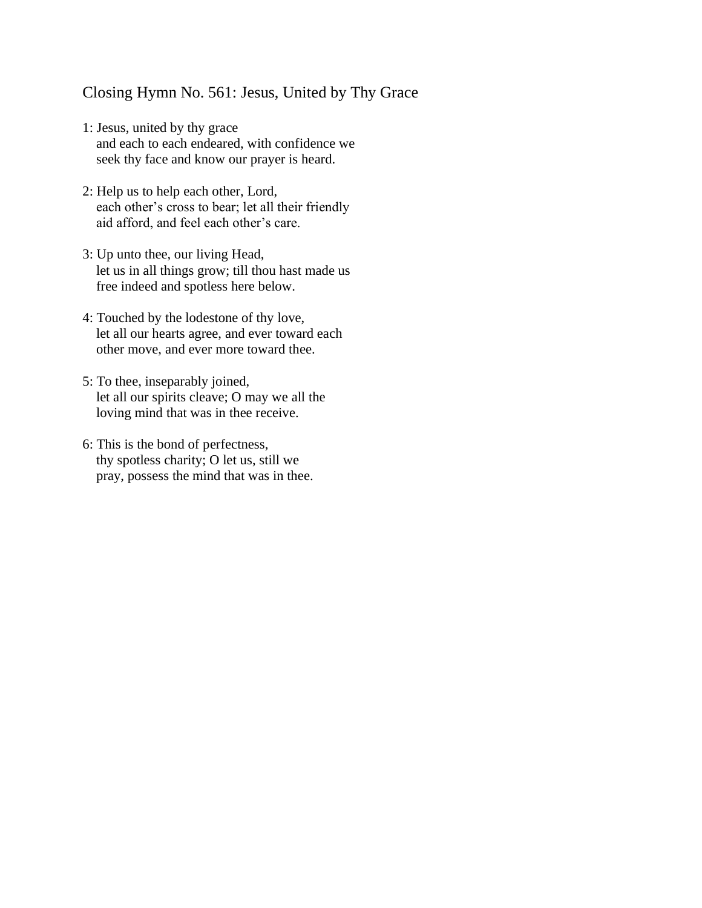## Closing Hymn No. 561: Jesus, United by Thy Grace

1: Jesus, united by thy grace
and each to each endeared, with confidence we
seek thy face and know our prayer is heard.

2: Help us to help each other, Lord,
each other's cross to bear; let all their friendly
aid afford, and feel each other's care.

3: Up unto thee, our living Head,
let us in all things grow; till thou hast made us
free indeed and spotless here below.

4: Touched by the lodestone of thy love,
let all our hearts agree, and ever toward each
other move, and ever more toward thee.

5: To thee, inseparably joined,
let all our spirits cleave; O may we all the
loving mind that was in thee receive.

6: This is the bond of perfectness,
thy spotless charity; O let us, still we
pray, possess the mind that was in thee.